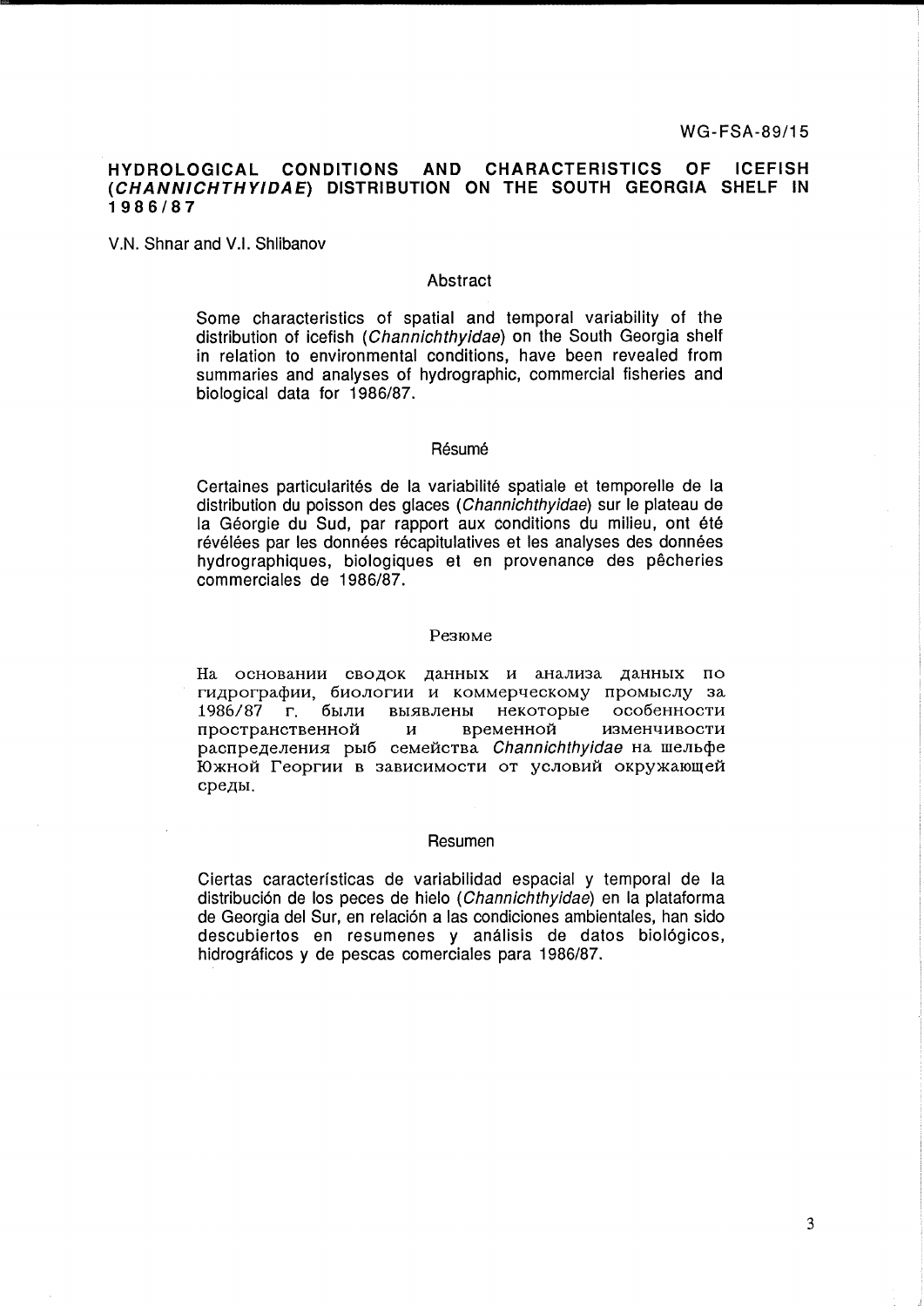WG-FSA-89/15

# HYDROLOGICAL CONDITIONS AND CHARACTERISTICS OF ICEFISH (*CHANNICHTHYIDAE*) DISTRIBUTION ON THE SOUTH GEORGIA SHELF IN 1986/87

V.N. Shnar and V.I. Shlibanov

## Abstract

Some characteristics of spatial and temporal variability of the distribution of icefish (*Channichthyidae*) on the South Georgia shelf in relation to environmental conditions, have been revealed from summaries and analyses of hydrographic, commercial fisheries and biological data for 1986/87.

## Résumé

Certaines particularités de la variabilité spatiale et temporelle de la distribution du poisson des glaces (*Channichthyidae*) sur le plateau de la Géorgie du Sud, par rapport aux conditions du milieu, ont été révélées par les données récapitulatives et les analyses des données hydrographiques, biologiques et en provenance des pêcheries commerciales de 1986/87.

## Резюме

На основании сводок данных и анализа данных по гидрографии, биологии и коммерческому промыслу за 1986/87 г. были выявлены некоторые особенности пространственной и временной изменчивости распределения рыб семейства *Channichthyidae* на шельфе Южной Георгии в зависимости от условий окружающей среды.

## Resumen

Ciertas características de variabilidad espacial y temporal de la distribución de los peces de hielo (*Channichthyidae*) en la plataforma de Georgia del Sur, en relación a las condiciones ambientales, han sido descubiertos en resumenes y análisis de datos biológicos, hidrográficos y de pescas comerciales para 1986/87.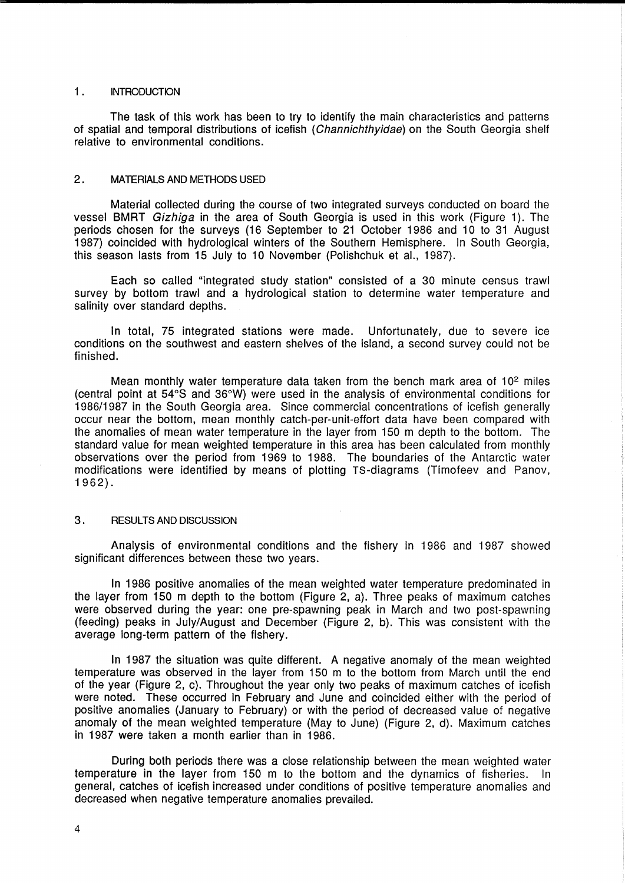## 1. INTRODUCTION

The task of this work has been to try to identify the main characteristics and patterns of spatial and temporal distributions of icefish (*Channichthyidae*) on the South Georgia shelf relative to environmental conditions.

## 2. MATERIALS AND METHODS USED

Material collected during the course of two integrated surveys conducted on board the vessel BMRT *Gizhiga* in the area of South Georgia is used in this work (Figure 1). The periods chosen for the surveys (16 September to 21 October 1986 and 10 to 31 August 1987) coincided with hydrological winters of the Southern Hemisphere. In South Georgia, this season lasts from 15 July to 10 November (Polishchuk et al., 1987).

Each so called "integrated study station" consisted of a 30 minute census trawl survey by bottom trawl and a hydrological station to determine water temperature and salinity over standard depths.

In total, 75 integrated stations were made. Unfortunately, due to severe ice conditions on the southwest and eastern shelves of the island, a second survey could not be finished.

Mean monthly water temperature data taken from the bench mark area of $10^2$ miles (central point at 54°S and 36°W) were used in the analysis of environmental conditions for 1986/1987 in the South Georgia area. Since commercial concentrations of icefish generally occur near the bottom, mean monthly catch-per-unit-effort data have been compared with the anomalies of mean water temperature in the layer from 150 m depth to the bottom. The standard value for mean weighted temperature in this area has been calculated from monthly observations over the period from 1969 to 1988. The boundaries of the Antarctic water modifications were identified by means of plotting TS-diagrams (Timofeev and Panov, 1962).

## 3. RESULTS AND DISCUSSION

Analysis of environmental conditions and the fishery in 1986 and 1987 showed significant differences between these two years.

In 1986 positive anomalies of the mean weighted water temperature predominated in the layer from 150 m depth to the bottom (Figure 2, a). Three peaks of maximum catches were observed during the year: one pre-spawning peak in March and two post-spawning (feeding) peaks in July/August and December (Figure 2, b). This was consistent with the average long-term pattern of the fishery.

In 1987 the situation was quite different. A negative anomaly of the mean weighted temperature was observed in the layer from 150 m to the bottom from March until the end of the year (Figure 2, c). Throughout the year only two peaks of maximum catches of icefish were noted. These occurred in February and June and coincided either with the period of positive anomalies (January to February) or with the period of decreased value of negative anomaly of the mean weighted temperature (May to June) (Figure 2, d). Maximum catches in 1987 were taken a month earlier than in 1986.

During both periods there was a close relationship between the mean weighted water temperature in the layer from 150 m to the bottom and the dynamics of fisheries. In general, catches of icefish increased under conditions of positive temperature anomalies and decreased when negative temperature anomalies prevailed.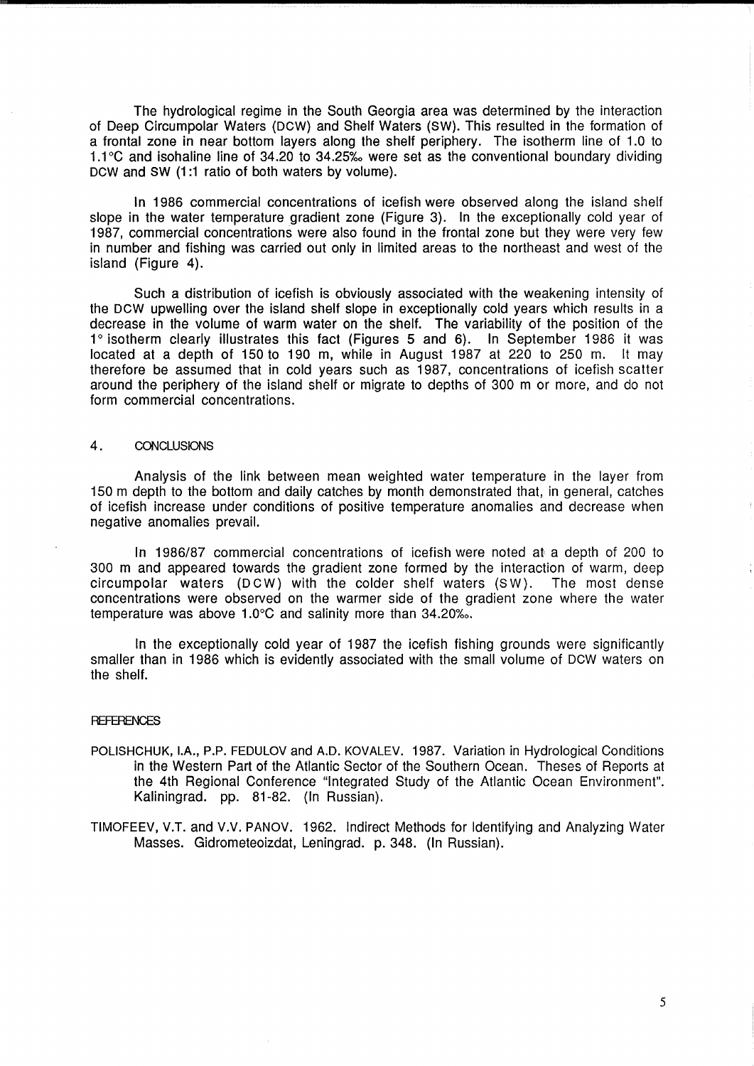The hydrological regime in the South Georgia area was determined by the interaction of Deep Circumpolar Waters (DCW) and Shelf Waters (SW). This resulted in the formation of a frontal zone in near bottom layers along the shelf periphery. The isotherm line of 1.0 to 1.1°C and isohaline line of 34.20 to 34.25‰ were set as the conventional boundary dividing DCW and SW (1:1 ratio of both waters by volume).

In 1986 commercial concentrations of icefish were observed along the island shelf slope in the water temperature gradient zone (Figure 3). In the exceptionally cold year of 1987, commercial concentrations were also found in the frontal zone but they were very few in number and fishing was carried out only in limited areas to the northeast and west of the island (Figure 4).

Such a distribution of icefish is obviously associated with the weakening intensity of the DCW upwelling over the island shelf slope in exceptionally cold years which results in a decrease in the volume of warm water on the shelf. The variability of the position of the 1° isotherm clearly illustrates this fact (Figures 5 and 6). In September 1986 it was located at a depth of 150 to 190 m, while in August 1987 at 220 to 250 m. It may therefore be assumed that in cold years such as 1987, concentrations of icefish scatter around the periphery of the island shelf or migrate to depths of 300 m or more, and do not form commercial concentrations.

## 4. CONCLUSIONS

Analysis of the link between mean weighted water temperature in the layer from 150 m depth to the bottom and daily catches by month demonstrated that, in general, catches of icefish increase under conditions of positive temperature anomalies and decrease when negative anomalies prevail.

In 1986/87 commercial concentrations of icefish were noted at a depth of 200 to 300 m and appeared towards the gradient zone formed by the interaction of warm, deep circumpolar waters (DCW) with the colder shelf waters (SW). The most dense concentrations were observed on the warmer side of the gradient zone where the water temperature was above 1.0°C and salinity more than 34.20‰.

In the exceptionally cold year of 1987 the icefish fishing grounds were significantly smaller than in 1986 which is evidently associated with the small volume of DCW waters on the shelf.

## REFERENCES

POLISHCHUK, I.A., P.P. FEDULOV and A.D. KOVALEV. 1987. Variation in Hydrological Conditions in the Western Part of the Atlantic Sector of the Southern Ocean. Theses of Reports at the 4th Regional Conference "Integrated Study of the Atlantic Ocean Environment". Kaliningrad. pp. 81-82. (In Russian).

TIMOFEEV, V.T. and V.V. PANOV. 1962. Indirect Methods for Identifying and Analyzing Water Masses. Gidrometeoizdat, Leningrad. p. 348. (In Russian).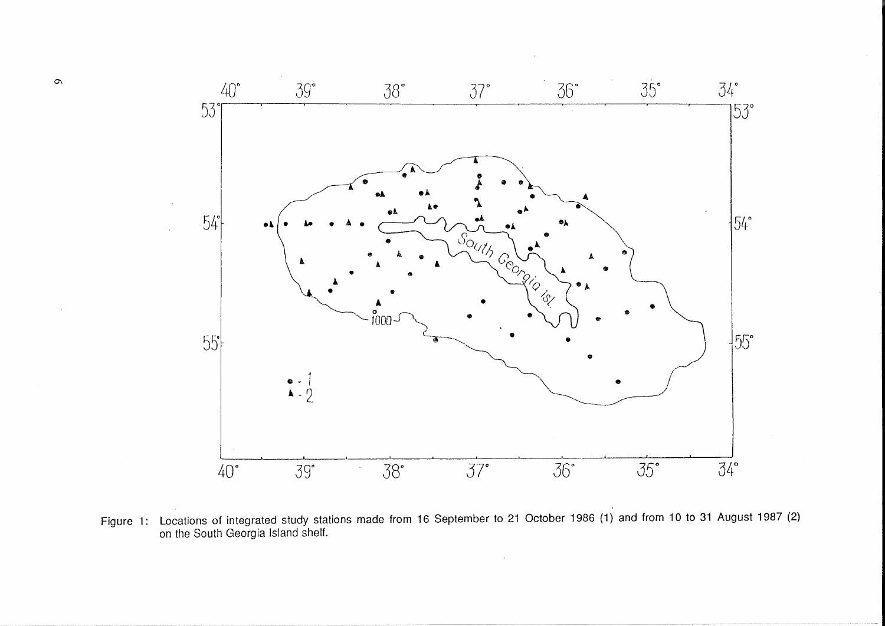Figure 1: Locations of integrated study stations made from 16 September to 21 October 1986 (1) and from 10 to 31 August 1987 (2) on the South Georgia Island shelf.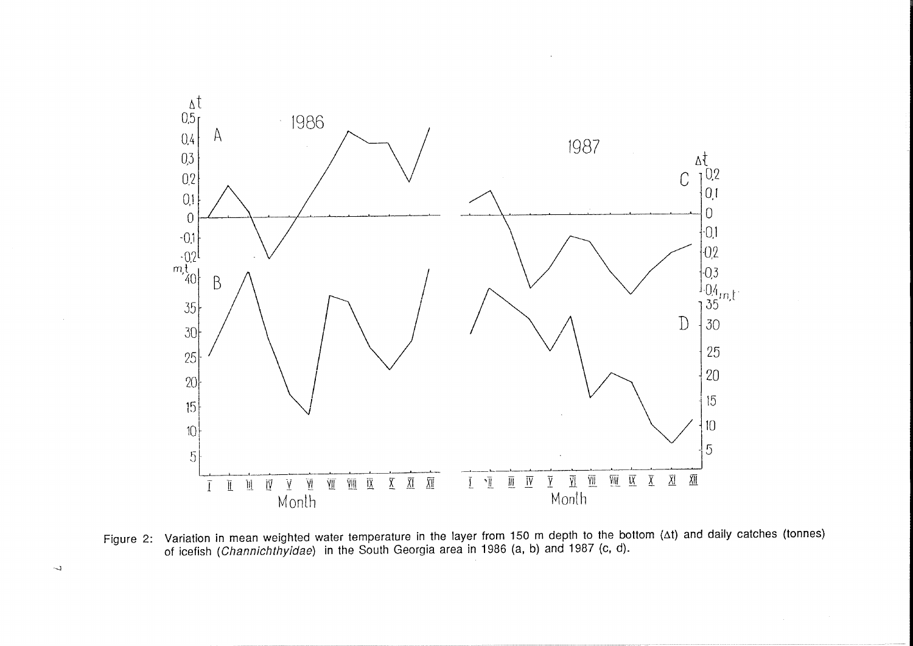Δt

0,5

0,4

0,3

0,2

0,1

0

-0,1

-0,2

A

1986

m,t

40

35

30

25

20

15

10

5

B

I II III IV V VI VII VIII IX X XI XII

Month

1987

Δt

0,2

0,1

0

-0,1

-0,2

-0,3

-0,4

C

m,t

35

30

25

20

15

10

5

D

I II III IV V VI VII VIII IX X XI XII

Month

Figure 2: Variation in mean weighted water temperature in the layer from 150 m depth to the bottom (Δt) and daily catches (tonnes) of icefish (*Channichthyidae*) in the South Georgia area in 1986 (a, b) and 1987 (c, d).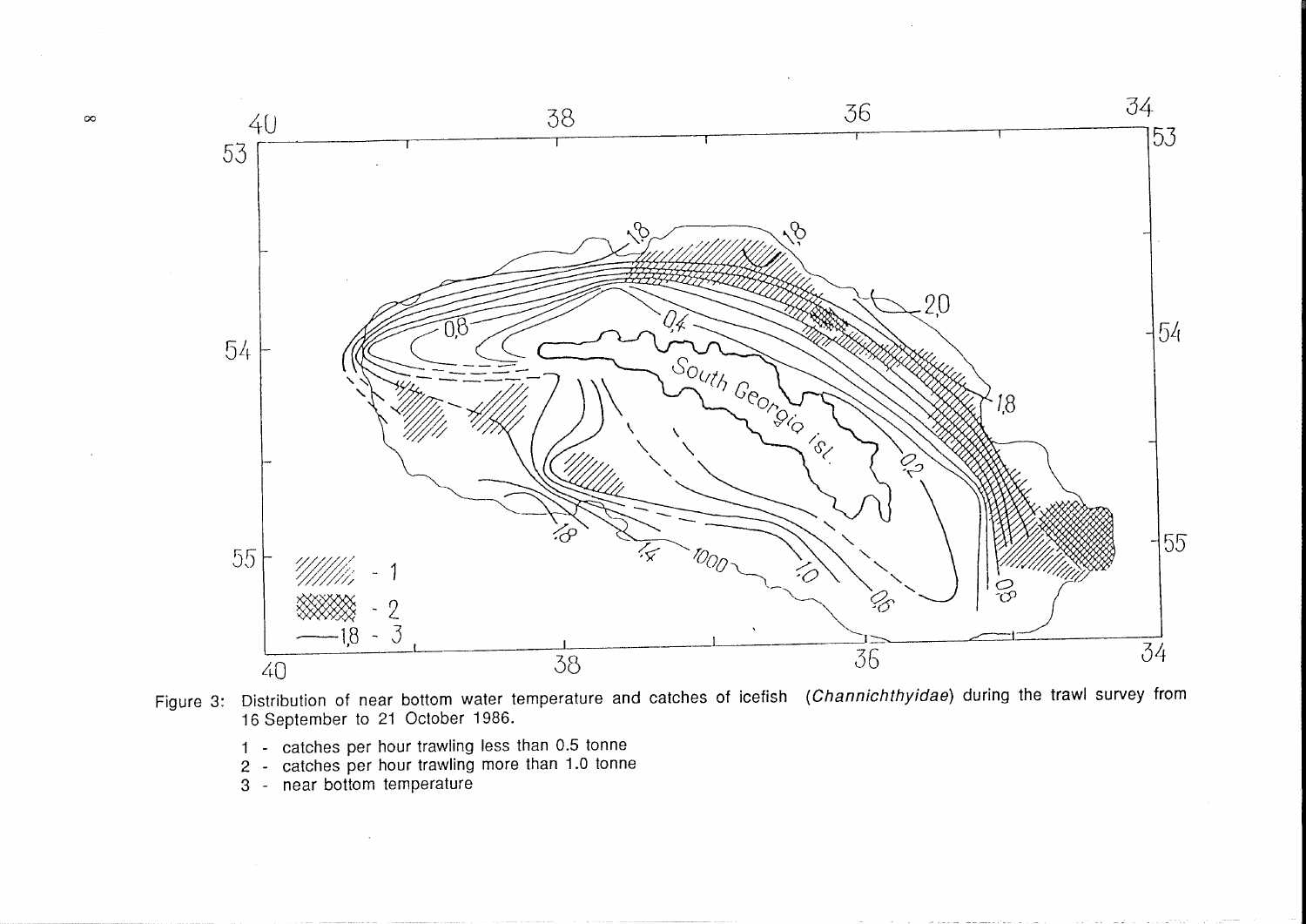Figure 3: Distribution of near bottom water temperature and catches of icefish (*Channichthyidae*) during the trawl survey from 16 September to 21 October 1986.

1 - catches per hour trawling less than 0.5 tonne
2 - catches per hour trawling more than 1.0 tonne
3 - near bottom temperature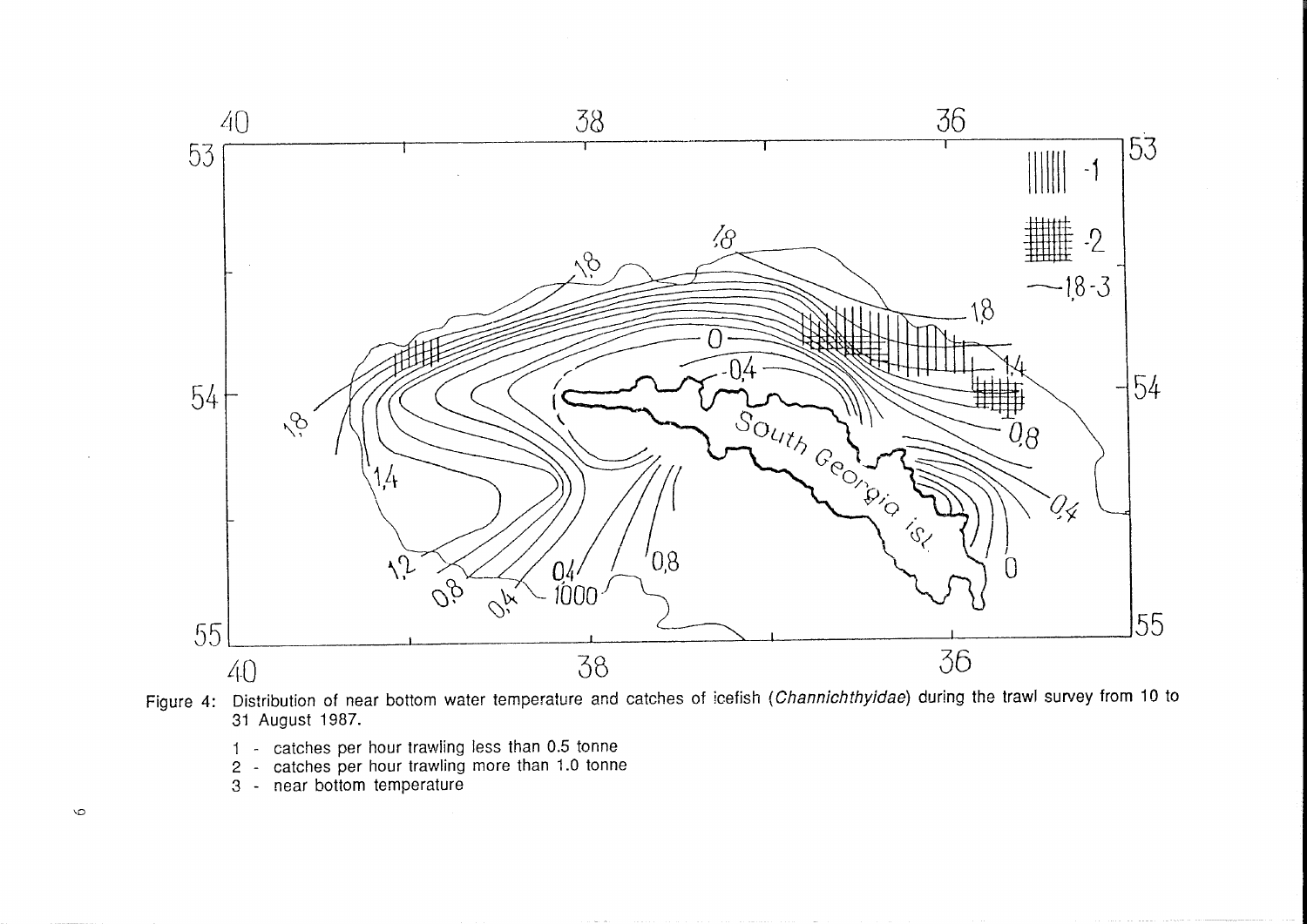40 38 36

53 53

54 54

55 55

40 38 36

|||||| -1

2

—1,8 -3

1,8

1,8

1,8

1,8

0

-0,4

1,4

0,8

0,4

0

1,8

1,4

1,2

0,8

0,4

0,4

1000

0,8

South Georgia isl.

Figure 4: Distribution of near bottom water temperature and catches of icefish (*Channichthyidae*) during the trawl survey from 10 to 31 August 1987.

1 - catches per hour trawling less than 0.5 tonne
2 - catches per hour trawling more than 1.0 tonne
3 - near bottom temperature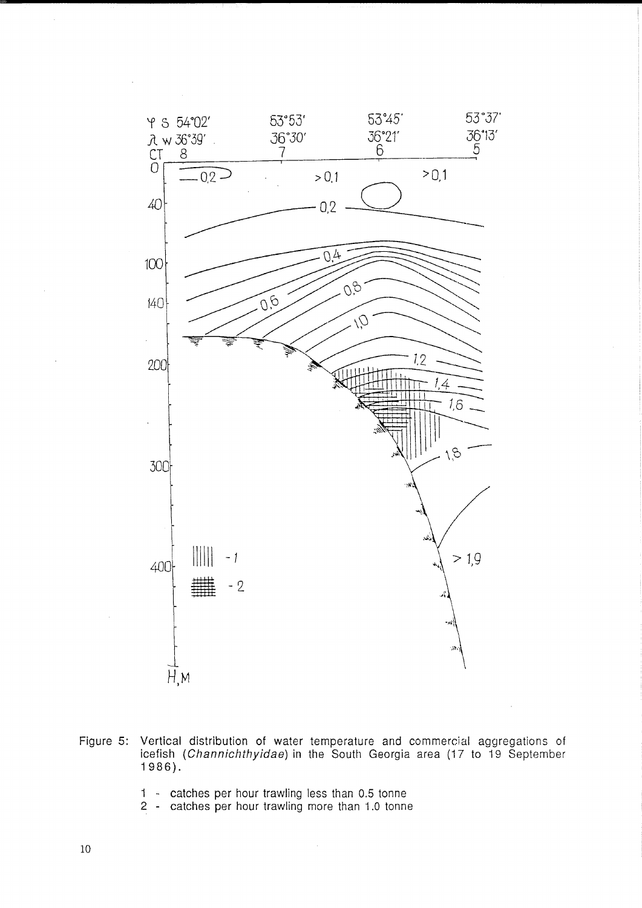φ S 54°02'
λ W 36°39'
CT 8

53°53'
36°30'
7

53°45'
36°21'
6

53°37'
36°13'
5

0
40
100
140
200
300
400
H,M

0,2
>0,1
>0,1
0,2
0,4
0,6
0,8
1,0
1,2
1,4
1,6
1,8
>1,9

- 1
- 2

Figure 5: Vertical distribution of water temperature and commercial aggregations of icefish (*Channichthyidae*) in the South Georgia area (17 to 19 September 1986).

1 - catches per hour trawling less than 0.5 tonne
2 - catches per hour trawling more than 1.0 tonne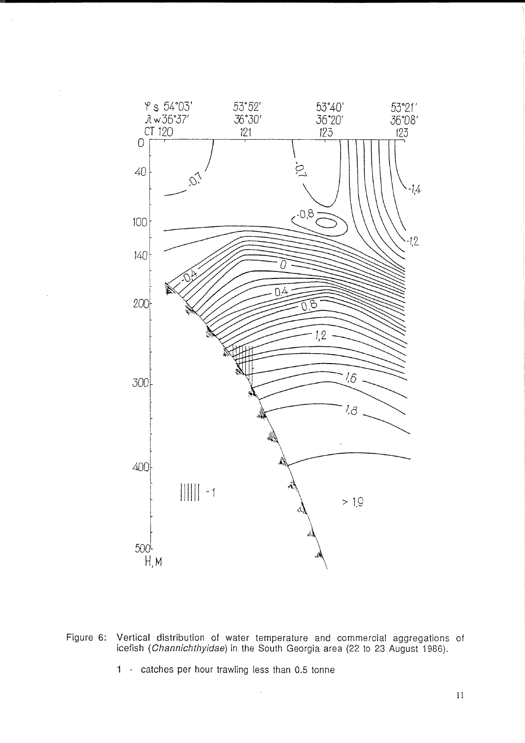φ s 54°03'
λ w 36°37'
CT 120

53°52'
36°30'
121

53°40'
36°20'
123

53°21'
36°08'
123

0
40
100
140
200
300
400
500
H, M

-0,7
-0,7
-1,4
-0,8
-1,2
-0,4
0
0,4
0,8
1,2
1,6
1,8
> 1,9

|||||| - 1

Figure 6: Vertical distribution of water temperature and commercial aggregations of icefish (*Channichthyidae*) in the South Georgia area (22 to 23 August 1986).

1 - catches per hour trawling less than 0.5 tonne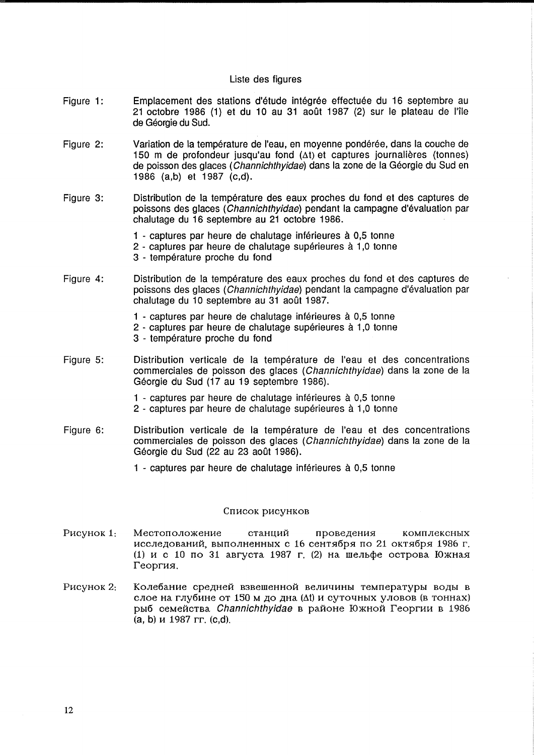## Liste des figures

Figure 1: Emplacement des stations d'étude intégrée effectuée du 16 septembre au 21 octobre 1986 (1) et du 10 au 31 août 1987 (2) sur le plateau de l'île de Géorgie du Sud.

Figure 2: Variation de la température de l'eau, en moyenne pondérée, dans la couche de 150 m de profondeur jusqu'au fond ($\Delta t$) et captures journalières (tonnes) de poisson des glaces (*Channichthyidae*) dans la zone de la Géorgie du Sud en 1986 (a,b) et 1987 (c,d).

Figure 3: Distribution de la température des eaux proches du fond et des captures de poissons des glaces (*Channichthyidae*) pendant la campagne d'évaluation par chalutage du 16 septembre au 21 octobre 1986.

1 - captures par heure de chalutage inférieures à 0,5 tonne
2 - captures par heure de chalutage supérieures à 1,0 tonne
3 - température proche du fond

Figure 4: Distribution de la température des eaux proches du fond et des captures de poissons des glaces (*Channichthyidae*) pendant la campagne d'évaluation par chalutage du 10 septembre au 31 août 1987.

1 - captures par heure de chalutage inférieures à 0,5 tonne
2 - captures par heure de chalutage supérieures à 1,0 tonne
3 - température proche du fond

Figure 5: Distribution verticale de la température de l'eau et des concentrations commerciales de poisson des glaces (*Channichthyidae*) dans la zone de la Géorgie du Sud (17 au 19 septembre 1986).

1 - captures par heure de chalutage inférieures à 0,5 tonne
2 - captures par heure de chalutage supérieures à 1,0 tonne

Figure 6: Distribution verticale de la température de l'eau et des concentrations commerciales de poisson des glaces (*Channichthyidae*) dans la zone de la Géorgie du Sud (22 au 23 août 1986).

1 - captures par heure de chalutage inférieures à 0,5 tonne

## Список рисунков

Рисунок 1: Местоположение станций проведения комплексных исследований, выполненных с 16 сентября по 21 октября 1986 г. (1) и с 10 по 31 августа 1987 г. (2) на шельфе острова Южная Георгия.

Рисунок 2: Колебание средней взвешенной величины температуры воды в слое на глубине от 150 м до дна ($\Delta t$) и суточных уловов (в тоннах) рыб семейства *Channichthyidae* в районе Южной Георгии в 1986 (a, b) и 1987 гг. (c,d).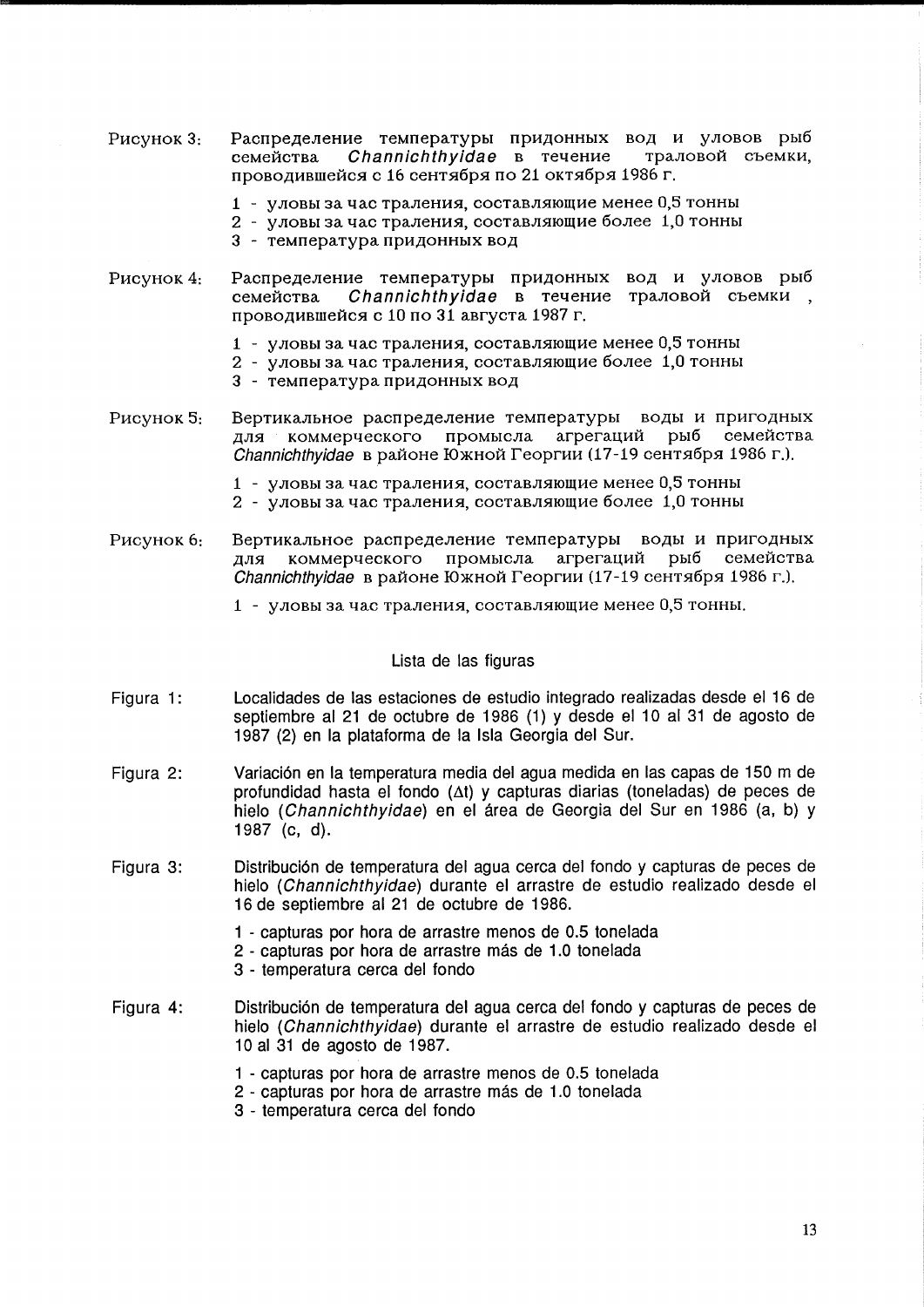Рисунок 3: Распределение температуры придонных вод и уловов рыб семейства *Channichthyidae* в течение траловой съемки, проводившейся с 16 сентября по 21 октября 1986 г.

1 - уловы за час траления, составляющие менее 0,5 тонны
2 - уловы за час траления, составляющие более 1,0 тонны
3 - температура придонных вод

Рисунок 4: Распределение температуры придонных вод и уловов рыб семейства *Channichthyidae* в течение траловой съемки , проводившейся с 10 по 31 августа 1987 г.

1 - уловы за час траления, составляющие менее 0,5 тонны
2 - уловы за час траления, составляющие более 1,0 тонны
3 - температура придонных вод

Рисунок 5: Вертикальное распределение температуры воды и пригодных для коммерческого промысла агрегаций рыб семейства *Channichthyidae* в районе Южной Георгии (17-19 сентября 1986 г.).

1 - уловы за час траления, составляющие менее 0,5 тонны
2 - уловы за час траления, составляющие более 1,0 тонны

Рисунок 6: Вертикальное распределение температуры воды и пригодных для коммерческого промысла агрегаций рыб семейства *Channichthyidae* в районе Южной Георгии (17-19 сентября 1986 г.).

1 - уловы за час траления, составляющие менее 0,5 тонны.

## Lista de las figuras

Figura 1: Localidades de las estaciones de estudio integrado realizadas desde el 16 de septiembre al 21 de octubre de 1986 (1) y desde el 10 al 31 de agosto de 1987 (2) en la plataforma de la Isla Georgia del Sur.

Figura 2: Variación en la temperatura media del agua medida en las capas de 150 m de profundidad hasta el fondo ($\Delta t$) y capturas diarias (toneladas) de peces de hielo (*Channichthyidae*) en el área de Georgia del Sur en 1986 (a, b) y 1987 (c, d).

Figura 3: Distribución de temperatura del agua cerca del fondo y capturas de peces de hielo (*Channichthyidae*) durante el arrastre de estudio realizado desde el 16 de septiembre al 21 de octubre de 1986.

1 - capturas por hora de arrastre menos de 0.5 tonelada
2 - capturas por hora de arrastre más de 1.0 tonelada
3 - temperatura cerca del fondo

Figura 4: Distribución de temperatura del agua cerca del fondo y capturas de peces de hielo (*Channichthyidae*) durante el arrastre de estudio realizado desde el 10 al 31 de agosto de 1987.

1 - capturas por hora de arrastre menos de 0.5 tonelada
2 - capturas por hora de arrastre más de 1.0 tonelada
3 - temperatura cerca del fondo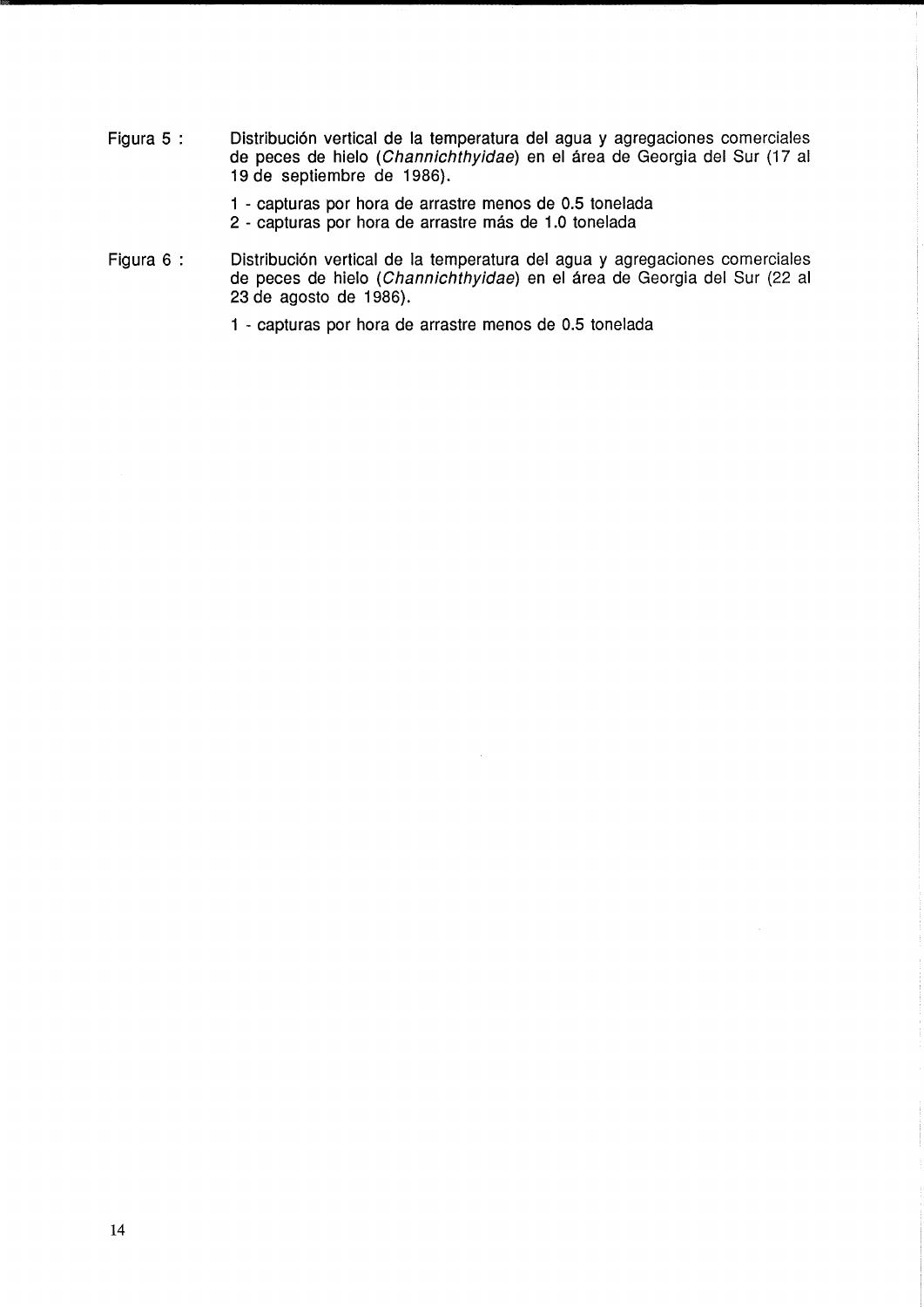Figura 5 : Distribución vertical de la temperatura del agua y agregaciones comerciales de peces de hielo (*Channichthyidae*) en el área de Georgia del Sur (17 al 19 de septiembre de 1986).

1 - capturas por hora de arrastre menos de 0.5 tonelada
2 - capturas por hora de arrastre más de 1.0 tonelada

Figura 6 : Distribución vertical de la temperatura del agua y agregaciones comerciales de peces de hielo (*Channichthyidae*) en el área de Georgia del Sur (22 al 23 de agosto de 1986).

1 - capturas por hora de arrastre menos de 0.5 tonelada